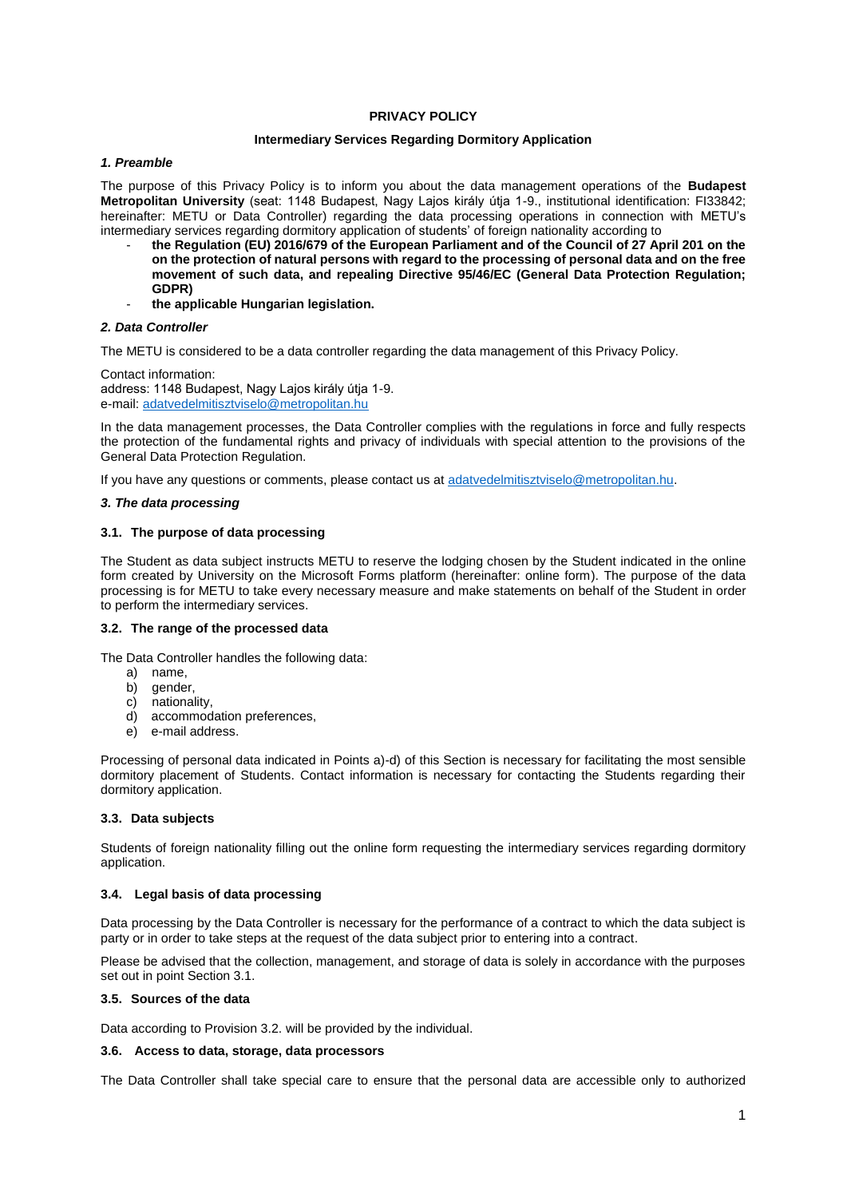**PRIVACY POLICY**

**Intermediary Services Regarding Dormitory Application**

### *1. Preamble*

The purpose of this Privacy Policy is to inform you about the data management operations of the **Budapest Metropolitan University** (seat: 1148 Budapest, Nagy Lajos király útja 1-9., institutional identification: FI33842; hereinafter: METU or Data Controller) regarding the data processing operations in connection with METU's intermediary services regarding dormitory application of students' of foreign nationality according to

- **the Regulation (EU) 2016/679 of the European Parliament and of the Council of 27 April 201 on the on the protection of natural persons with regard to the processing of personal data and on the free movement of such data, and repealing Directive 95/46/EC (General Data Protection Regulation; GDPR)**
- **the applicable Hungarian legislation.**

### *2. Data Controller*

The METU is considered to be a data controller regarding the data management of this Privacy Policy.

Contact information:
address: 1148 Budapest, Nagy Lajos király útja 1-9.
e-mail: adatvedelmitisztviselo@metropolitan.hu

In the data management processes, the Data Controller complies with the regulations in force and fully respects the protection of the fundamental rights and privacy of individuals with special attention to the provisions of the General Data Protection Regulation.

If you have any questions or comments, please contact us at adatvedelmitisztviselo@metropolitan.hu.

### *3. The data processing*

#### 3.1. The purpose of data processing

The Student as data subject instructs METU to reserve the lodging chosen by the Student indicated in the online form created by University on the Microsoft Forms platform (hereinafter: online form). The purpose of the data processing is for METU to take every necessary measure and make statements on behalf of the Student in order to perform the intermediary services.

#### 3.2. The range of the processed data

The Data Controller handles the following data:

a) name,
b) gender,
c) nationality,
d) accommodation preferences,
e) e-mail address.

Processing of personal data indicated in Points a)-d) of this Section is necessary for facilitating the most sensible dormitory placement of Students. Contact information is necessary for contacting the Students regarding their dormitory application.

#### 3.3. Data subjects

Students of foreign nationality filling out the online form requesting the intermediary services regarding dormitory application.

#### 3.4. Legal basis of data processing

Data processing by the Data Controller is necessary for the performance of a contract to which the data subject is party or in order to take steps at the request of the data subject prior to entering into a contract.

Please be advised that the collection, management, and storage of data is solely in accordance with the purposes set out in point Section 3.1.

#### 3.5. Sources of the data

Data according to Provision 3.2. will be provided by the individual.

#### 3.6. Access to data, storage, data processors

The Data Controller shall take special care to ensure that the personal data are accessible only to authorized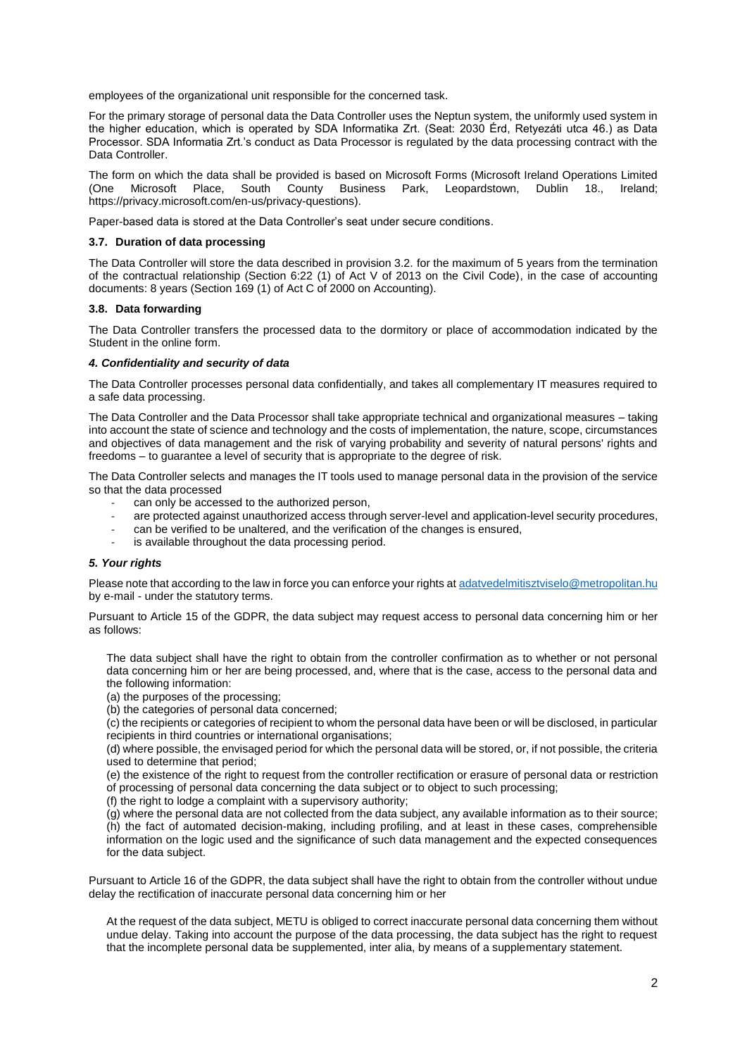employees of the organizational unit responsible for the concerned task.

For the primary storage of personal data the Data Controller uses the Neptun system, the uniformly used system in the higher education, which is operated by SDA Informatika Zrt. (Seat: 2030 Érd, Retyezáti utca 46.) as Data Processor. SDA Informatia Zrt.'s conduct as Data Processor is regulated by the data processing contract with the Data Controller.

The form on which the data shall be provided is based on Microsoft Forms (Microsoft Ireland Operations Limited (One Microsoft Place, South County Business Park, Leopardstown, Dublin 18., Ireland; https://privacy.microsoft.com/en-us/privacy-questions).

Paper-based data is stored at the Data Controller's seat under secure conditions.

### 3.7. Duration of data processing

The Data Controller will store the data described in provision 3.2. for the maximum of 5 years from the termination of the contractual relationship (Section 6:22 (1) of Act V of 2013 on the Civil Code), in the case of accounting documents: 8 years (Section 169 (1) of Act C of 2000 on Accounting).

### 3.8. Data forwarding

The Data Controller transfers the processed data to the dormitory or place of accommodation indicated by the Student in the online form.

## *4. Confidentiality and security of data*

The Data Controller processes personal data confidentially, and takes all complementary IT measures required to a safe data processing.

The Data Controller and the Data Processor shall take appropriate technical and organizational measures – taking into account the state of science and technology and the costs of implementation, the nature, scope, circumstances and objectives of data management and the risk of varying probability and severity of natural persons' rights and freedoms – to guarantee a level of security that is appropriate to the degree of risk.

The Data Controller selects and manages the IT tools used to manage personal data in the provision of the service so that the data processed

- can only be accessed to the authorized person,
- are protected against unauthorized access through server-level and application-level security procedures,
- can be verified to be unaltered, and the verification of the changes is ensured,
- is available throughout the data processing period.

## *5. Your rights*

Please note that according to the law in force you can enforce your rights at adatvedelmitisztviselo@metropolitan.hu by e-mail - under the statutory terms.

Pursuant to Article 15 of the GDPR, the data subject may request access to personal data concerning him or her as follows:

> The data subject shall have the right to obtain from the controller confirmation as to whether or not personal data concerning him or her are being processed, and, where that is the case, access to the personal data and the following information:
>
> (a) the purposes of the processing;
> (b) the categories of personal data concerned;
> (c) the recipients or categories of recipient to whom the personal data have been or will be disclosed, in particular recipients in third countries or international organisations;
> (d) where possible, the envisaged period for which the personal data will be stored, or, if not possible, the criteria used to determine that period;
> (e) the existence of the right to request from the controller rectification or erasure of personal data or restriction of processing of personal data concerning the data subject or to object to such processing;
> (f) the right to lodge a complaint with a supervisory authority;
> (g) where the personal data are not collected from the data subject, any available information as to their source;
> (h) the fact of automated decision-making, including profiling, and at least in these cases, comprehensible information on the logic used and the significance of such data management and the expected consequences for the data subject.

Pursuant to Article 16 of the GDPR, the data subject shall have the right to obtain from the controller without undue delay the rectification of inaccurate personal data concerning him or her

> At the request of the data subject, METU is obliged to correct inaccurate personal data concerning them without undue delay. Taking into account the purpose of the data processing, the data subject has the right to request that the incomplete personal data be supplemented, inter alia, by means of a supplementary statement.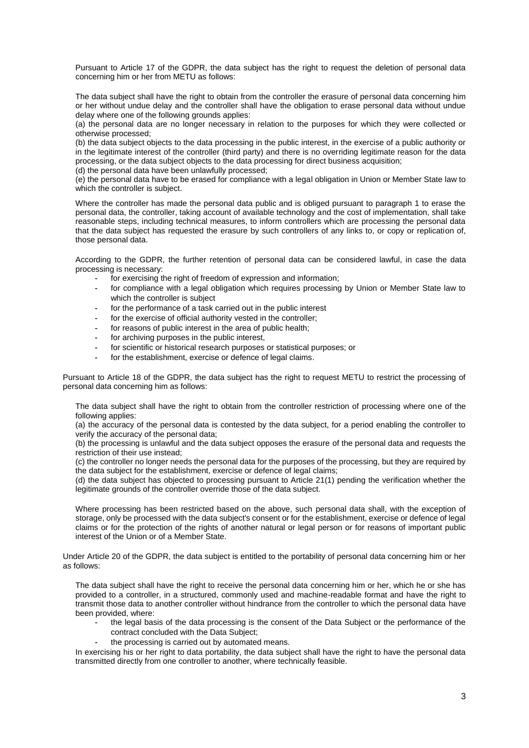Pursuant to Article 17 of the GDPR, the data subject has the right to request the deletion of personal data concerning him or her from METU as follows:

The data subject shall have the right to obtain from the controller the erasure of personal data concerning him or her without undue delay and the controller shall have the obligation to erase personal data without undue delay where one of the following grounds applies:

(a) the personal data are no longer necessary in relation to the purposes for which they were collected or otherwise processed;

(b) the data subject objects to the data processing in the public interest, in the exercise of a public authority or in the legitimate interest of the controller (third party) and there is no overriding legitimate reason for the data processing, or the data subject objects to the data processing for direct business acquisition;

(d) the personal data have been unlawfully processed;

(e) the personal data have to be erased for compliance with a legal obligation in Union or Member State law to which the controller is subject.

Where the controller has made the personal data public and is obliged pursuant to paragraph 1 to erase the personal data, the controller, taking account of available technology and the cost of implementation, shall take reasonable steps, including technical measures, to inform controllers which are processing the personal data that the data subject has requested the erasure by such controllers of any links to, or copy or replication of, those personal data.

According to the GDPR, the further retention of personal data can be considered lawful, in case the data processing is necessary:

- for exercising the right of freedom of expression and information;
- for compliance with a legal obligation which requires processing by Union or Member State law to which the controller is subject
- for the performance of a task carried out in the public interest
- for the exercise of official authority vested in the controller;
- for reasons of public interest in the area of public health;
- for archiving purposes in the public interest,
- for scientific or historical research purposes or statistical purposes; or
- for the establishment, exercise or defence of legal claims.

Pursuant to Article 18 of the GDPR, the data subject has the right to request METU to restrict the processing of personal data concerning him as follows:

The data subject shall have the right to obtain from the controller restriction of processing where one of the following applies:

(a) the accuracy of the personal data is contested by the data subject, for a period enabling the controller to verify the accuracy of the personal data;

(b) the processing is unlawful and the data subject opposes the erasure of the personal data and requests the restriction of their use instead;

(c) the controller no longer needs the personal data for the purposes of the processing, but they are required by the data subject for the establishment, exercise or defence of legal claims;

(d) the data subject has objected to processing pursuant to Article 21(1) pending the verification whether the legitimate grounds of the controller override those of the data subject.

Where processing has been restricted based on the above, such personal data shall, with the exception of storage, only be processed with the data subject's consent or for the establishment, exercise or defence of legal claims or for the protection of the rights of another natural or legal person or for reasons of important public interest of the Union or of a Member State.

Under Article 20 of the GDPR, the data subject is entitled to the portability of personal data concerning him or her as follows:

The data subject shall have the right to receive the personal data concerning him or her, which he or she has provided to a controller, in a structured, commonly used and machine-readable format and have the right to transmit those data to another controller without hindrance from the controller to which the personal data have been provided, where:

- the legal basis of the data processing is the consent of the Data Subject or the performance of the contract concluded with the Data Subject;
- the processing is carried out by automated means.

In exercising his or her right to data portability, the data subject shall have the right to have the personal data transmitted directly from one controller to another, where technically feasible.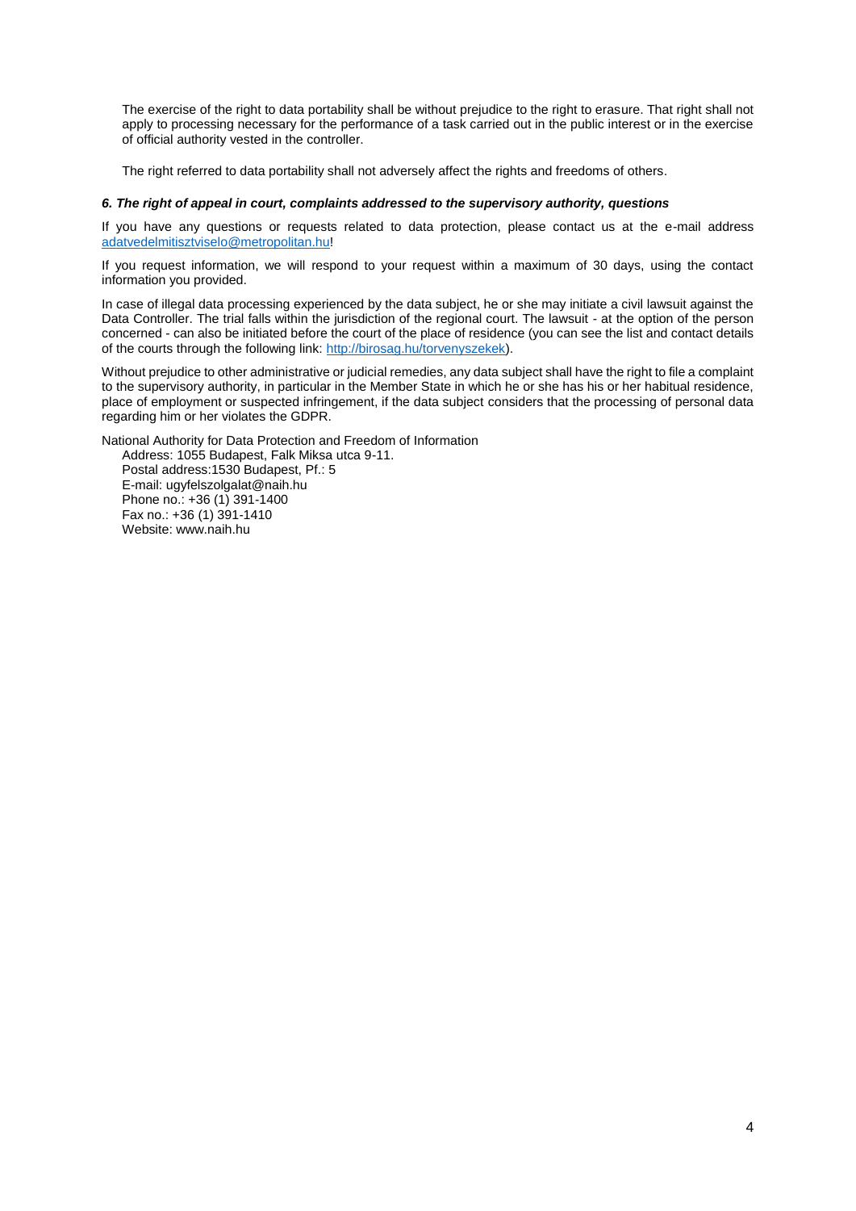The exercise of the right to data portability shall be without prejudice to the right to erasure. That right shall not apply to processing necessary for the performance of a task carried out in the public interest or in the exercise of official authority vested in the controller.

The right referred to data portability shall not adversely affect the rights and freedoms of others.

***6. The right of appeal in court, complaints addressed to the supervisory authority, questions***

If you have any questions or requests related to data protection, please contact us at the e-mail address adatvedelmitisztviselo@metropolitan.hu!

If you request information, we will respond to your request within a maximum of 30 days, using the contact information you provided.

In case of illegal data processing experienced by the data subject, he or she may initiate a civil lawsuit against the Data Controller. The trial falls within the jurisdiction of the regional court. The lawsuit - at the option of the person concerned - can also be initiated before the court of the place of residence (you can see the list and contact details of the courts through the following link: http://birosag.hu/torvenyszekek).

Without prejudice to other administrative or judicial remedies, any data subject shall have the right to file a complaint to the supervisory authority, in particular in the Member State in which he or she has his or her habitual residence, place of employment or suspected infringement, if the data subject considers that the processing of personal data regarding him or her violates the GDPR.

National Authority for Data Protection and Freedom of Information

Address: 1055 Budapest, Falk Miksa utca 9-11.
Postal address:1530 Budapest, Pf.: 5
E-mail: ugyfelszolgalat@naih.hu
Phone no.: +36 (1) 391-1400
Fax no.: +36 (1) 391-1410
Website: www.naih.hu